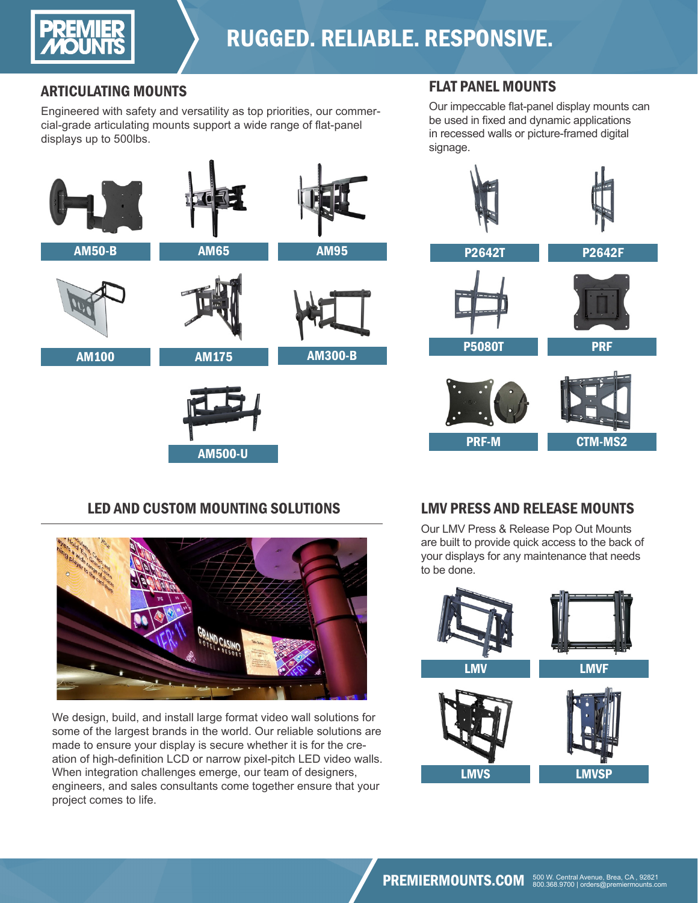# RUGGED. RELIABLE. RESPONSIVE.

## ARTICULATING MOUNTS

Engineered with safety and versatility as top priorities, our commercial-grade articulating mounts support a wide range of flat-panel displays up to 500lbs.

- AM50-B
- AM65
- AM95
- AM100
- AM175
- AM300-B
- AM500-U

## FLAT PANEL MOUNTS

Our impeccable flat-panel display mounts can be used in fixed and dynamic applications in recessed walls or picture-framed digital signage.

- P2642T
- P2642F
- P5080T
- PRF
- PRF-M
- CTM-MS2

## LED AND CUSTOM MOUNTING SOLUTIONS

We design, build, and install large format video wall solutions for some of the largest brands in the world. Our reliable solutions are made to ensure your display is secure whether it is for the creation of high-definition LCD or narrow pixel-pitch LED video walls. When integration challenges emerge, our team of designers, engineers, and sales consultants come together ensure that your project comes to life.

## LMV PRESS AND RELEASE MOUNTS

Our LMV Press & Release Pop Out Mounts are built to provide quick access to the back of your displays for any maintenance that needs to be done.

- LMV
- LMVF
- LMVS
- LMVSP

**PREMIERMOUNTS.COM** 500 W. Central Avenue, Brea, CA , 92821
800.368.9700 | orders@premiermounts.com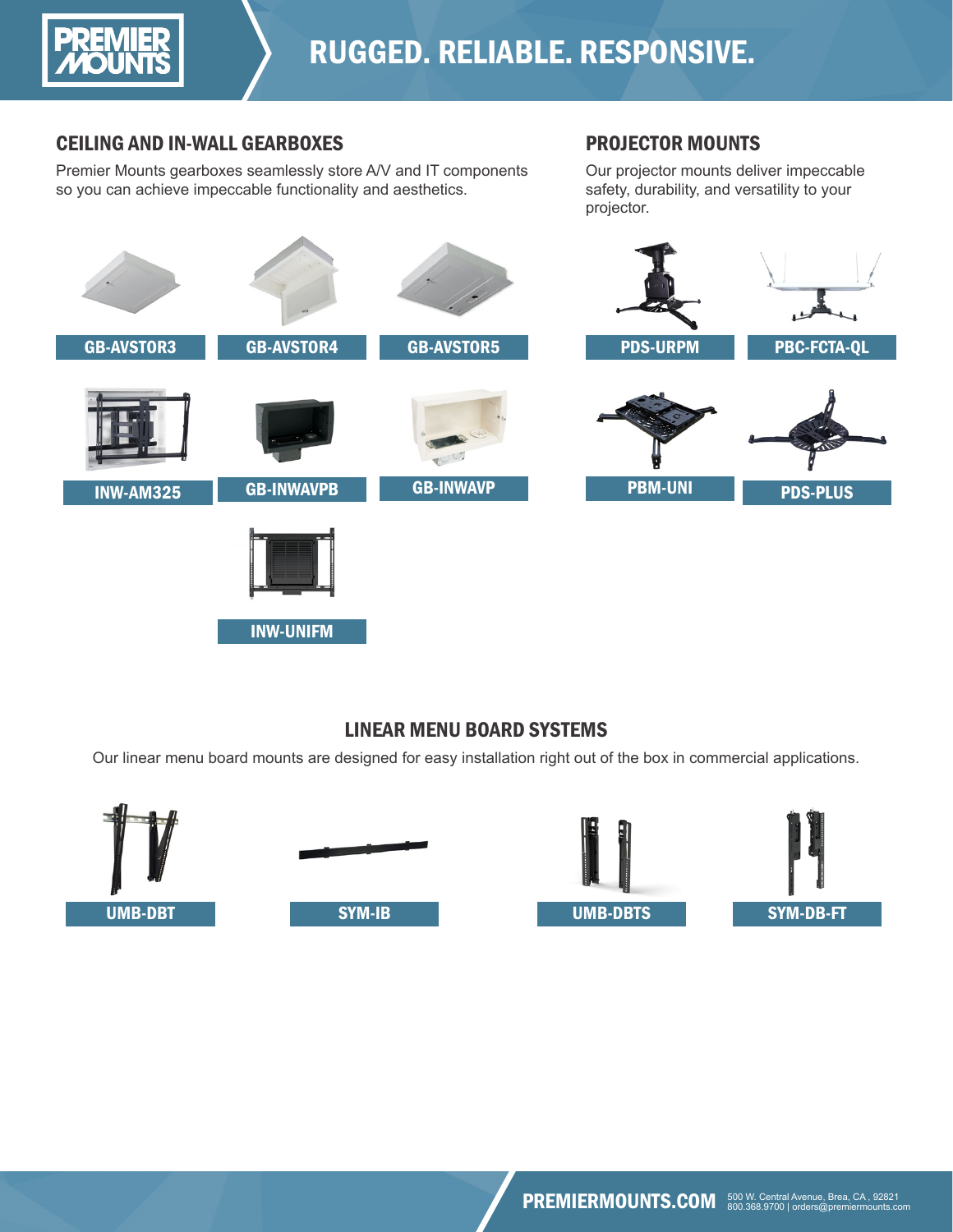**RUGGED. RELIABLE. RESPONSIVE.**

## CEILING AND IN-WALL GEARBOXES

Premier Mounts gearboxes seamlessly store A/V and IT components so you can achieve impeccable functionality and aesthetics.

GB-AVSTOR3

GB-AVSTOR4

GB-AVSTOR5

INW-AM325

GB-INWAVPB

GB-INWAVP

INW-UNIFM

## PROJECTOR MOUNTS

Our projector mounts deliver impeccable safety, durability, and versatility to your projector.

PDS-URPM

PBC-FCTA-QL

PBM-UNI

PDS-PLUS

## LINEAR MENU BOARD SYSTEMS

Our linear menu board mounts are designed for easy installation right out of the box in commercial applications.

UMB-DBT

SYM-IB

UMB-DBTS

SYM-DB-FT

**PREMIERMOUNTS.COM** 500 W. Central Avenue, Brea, CA , 92821
800.368.9700 | orders@premiermounts.com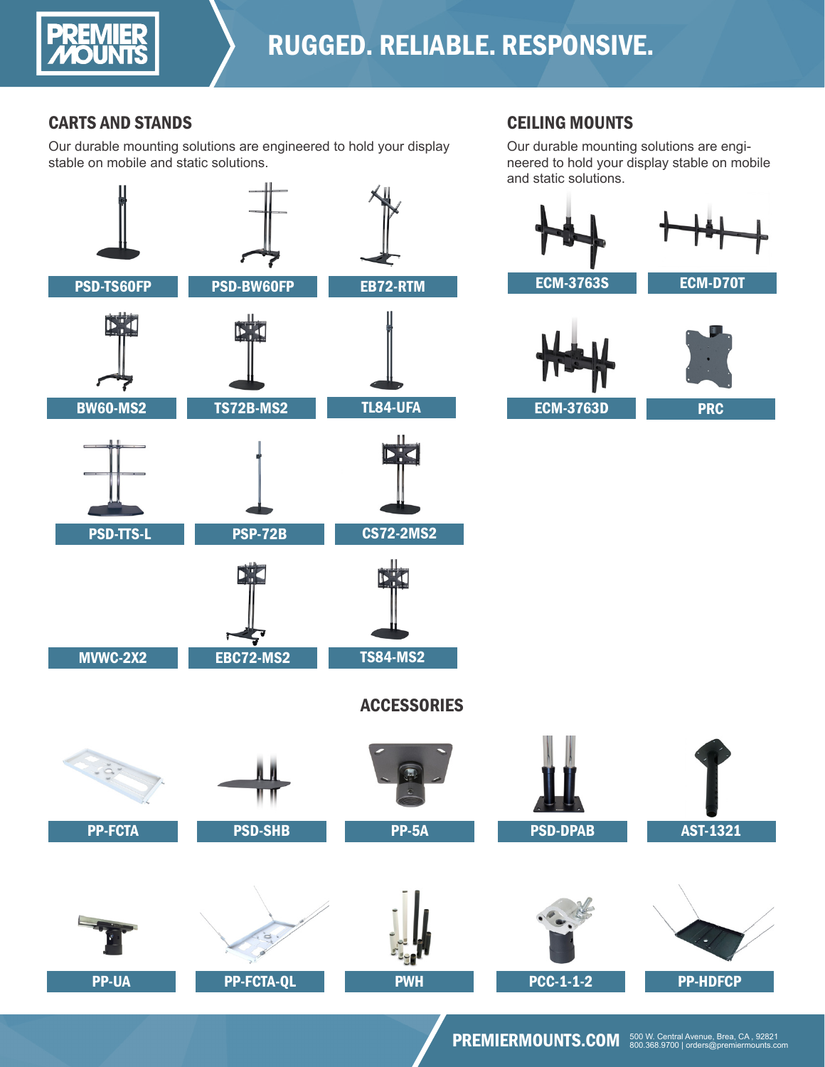# RUGGED. RELIABLE. RESPONSIVE.

## CARTS AND STANDS

Our durable mounting solutions are engineered to hold your display stable on mobile and static solutions.

PSD-TS60FP

PSD-BW60FP

EB72-RTM

BW60-MS2

TS72B-MS2

TL84-UFA

PSD-TTS-L

PSP-72B

CS72-2MS2

MVWC-2X2

EBC72-MS2

TS84-MS2

## CEILING MOUNTS

Our durable mounting solutions are engineered to hold your display stable on mobile and static solutions.

ECM-3763S

ECM-D70T

ECM-3763D

PRC

## ACCESSORIES

PP-FCTA

PSD-SHB

PP-5A

PSD-DPAB

AST-1321

PP-UA

PP-FCTA-QL

PWH

PCC-1-1-2

PP-HDFCP

**PREMIERMOUNTS.COM** 500 W. Central Avenue, Brea, CA , 92821
800.368.9700 | orders@premiermounts.com